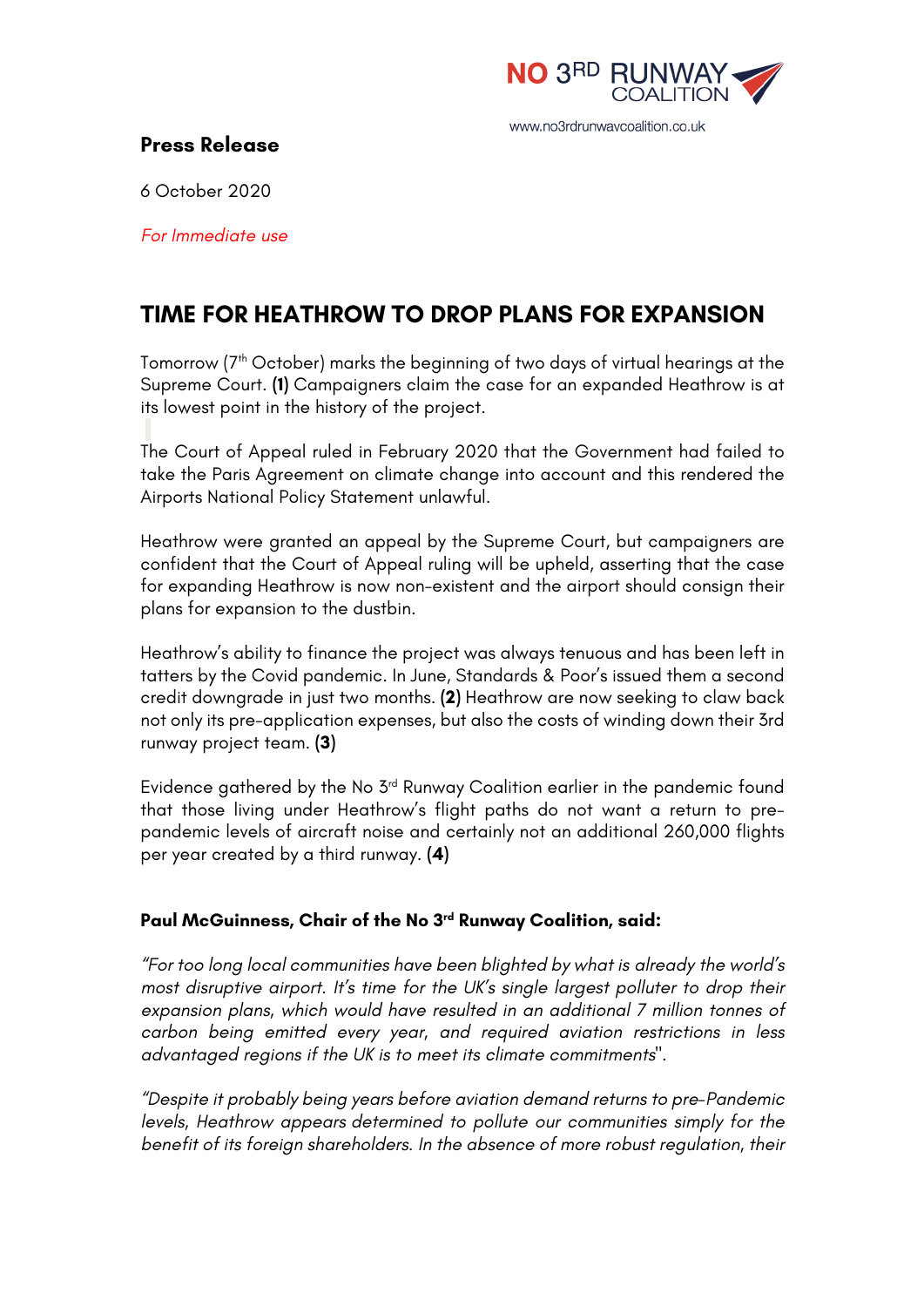NO 3RD RUNWAY COALITION

www.no3rdrunwaycoalition.co.uk

**Press Release**

6 October 2020

*For Immediate use*

# TIME FOR HEATHROW TO DROP PLANS FOR EXPANSION

Tomorrow (7th October) marks the beginning of two days of virtual hearings at the Supreme Court. **(1)** Campaigners claim the case for an expanded Heathrow is at its lowest point in the history of the project.

The Court of Appeal ruled in February 2020 that the Government had failed to take the Paris Agreement on climate change into account and this rendered the Airports National Policy Statement unlawful.

Heathrow were granted an appeal by the Supreme Court, but campaigners are confident that the Court of Appeal ruling will be upheld, asserting that the case for expanding Heathrow is now non-existent and the airport should consign their plans for expansion to the dustbin.

Heathrow's ability to finance the project was always tenuous and has been left in tatters by the Covid pandemic. In June, Standards & Poor's issued them a second credit downgrade in just two months. **(2)** Heathrow are now seeking to claw back not only its pre-application expenses, but also the costs of winding down their 3rd runway project team. **(3)**

Evidence gathered by the No 3rd Runway Coalition earlier in the pandemic found that those living under Heathrow's flight paths do not want a return to pre-pandemic levels of aircraft noise and certainly not an additional 260,000 flights per year created by a third runway. **(4)**

**Paul McGuinness, Chair of the No 3rd Runway Coalition, said:**

*"For too long local communities have been blighted by what is already the world's most disruptive airport. It's time for the UK's single largest polluter to drop their expansion plans, which would have resulted in an additional 7 million tonnes of carbon being emitted every year, and required aviation restrictions in less advantaged regions if the UK is to meet its climate commitments".*

*"Despite it probably being years before aviation demand returns to pre-Pandemic levels, Heathrow appears determined to pollute our communities simply for the benefit of its foreign shareholders. In the absence of more robust regulation, their*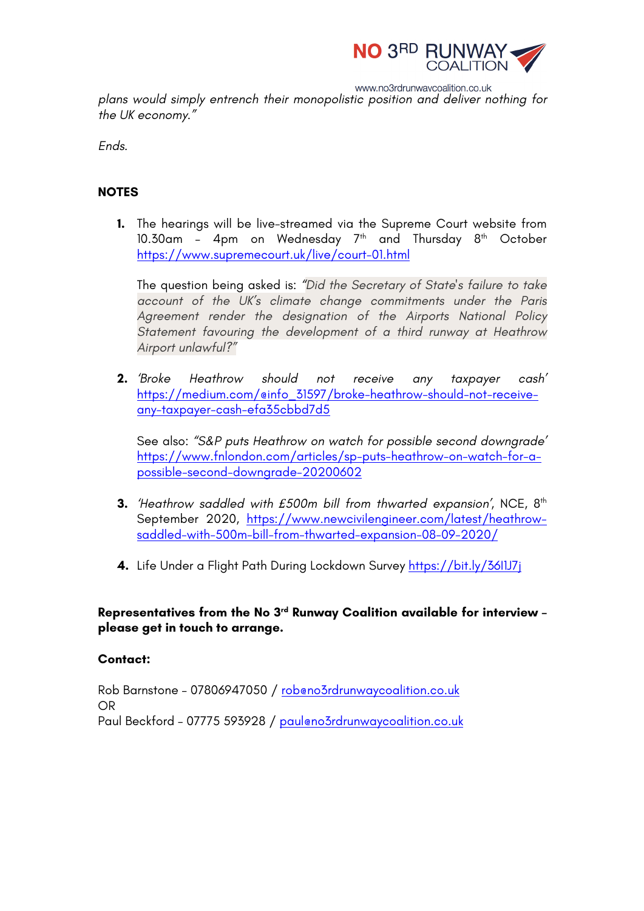*plans would simply entrench their monopolistic position and deliver nothing for the UK economy."*

*Ends.*

**NOTES**

1. The hearings will be live-streamed via the Supreme Court website from 10.30am – 4pm on Wednesday 7th and Thursday 8th October https://www.supremecourt.uk/live/court-01.html

   The question being asked is: *"Did the Secretary of State's failure to take account of the UK's climate change commitments under the Paris Agreement render the designation of the Airports National Policy Statement favouring the development of a third runway at Heathrow Airport unlawful?"*

2. *'Broke Heathrow should not receive any taxpayer cash'* https://medium.com/@info_31597/broke-heathrow-should-not-receive-any-taxpayer-cash-efa35cbbd7d5

   See also: *"S&P puts Heathrow on watch for possible second downgrade'* https://www.fnlondon.com/articles/sp-puts-heathrow-on-watch-for-a-possible-second-downgrade-20200602

3. *'Heathrow saddled with £500m bill from thwarted expansion'*, NCE, 8th September 2020, https://www.newcivilengineer.com/latest/heathrow-saddled-with-500m-bill-from-thwarted-expansion-08-09-2020/

4. Life Under a Flight Path During Lockdown Survey https://bit.ly/36I1J7j

**Representatives from the No 3rd Runway Coalition available for interview – please get in touch to arrange.**

**Contact:**

Rob Barnstone – 07806947050 / rob@no3rdrunwaycoalition.co.uk
OR
Paul Beckford – 07775 593928 / paul@no3rdrunwaycoalition.co.uk